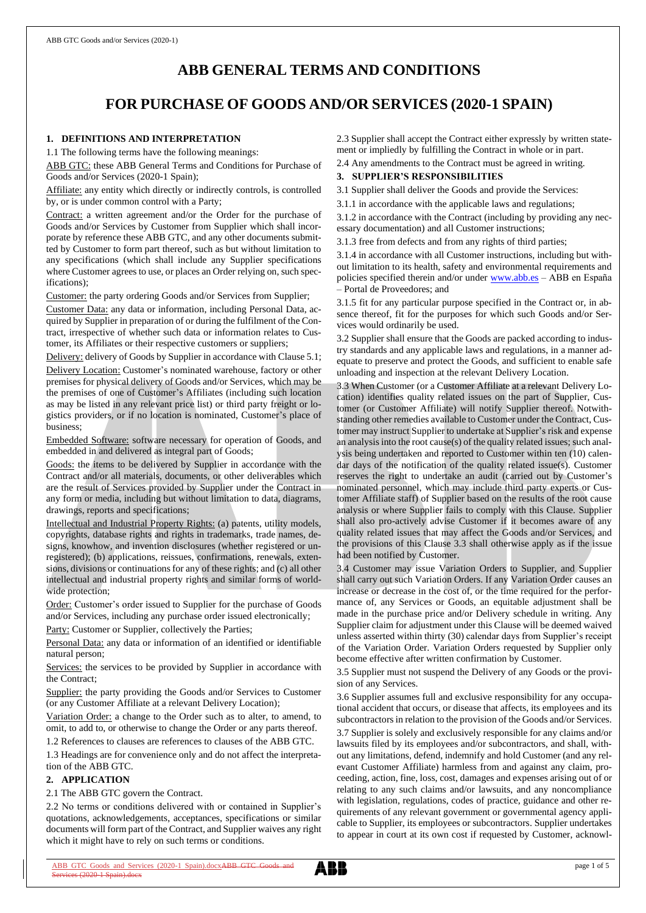# ABB GENERAL TERMS AND CONDITIONS

# FOR PURCHASE OF GOODS AND/OR SERVICES (2020-1 SPAIN)

## 1. DEFINITIONS AND INTERPRETATION

1.1 The following terms have the following meanings:

ABB GTC: these ABB General Terms and Conditions for Purchase of Goods and/or Services (2020-1 Spain);

Affiliate: any entity which directly or indirectly controls, is controlled by, or is under common control with a Party;

Contract: a written agreement and/or the Order for the purchase of Goods and/or Services by Customer from Supplier which shall incorporate by reference these ABB GTC, and any other documents submitted by Customer to form part thereof, such as but without limitation to any specifications (which shall include any Supplier specifications where Customer agrees to use, or places an Order relying on, such specifications);

Customer: the party ordering Goods and/or Services from Supplier;

Customer Data: any data or information, including Personal Data, acquired by Supplier in preparation of or during the fulfilment of the Contract, irrespective of whether such data or information relates to Customer, its Affiliates or their respective customers or suppliers;

Delivery: delivery of Goods by Supplier in accordance with Clause 5.1;

Delivery Location: Customer's nominated warehouse, factory or other premises for physical delivery of Goods and/or Services, which may be the premises of one of Customer's Affiliates (including such location as may be listed in any relevant price list) or third party freight or logistics providers, or if no location is nominated, Customer's place of business;

Embedded Software: software necessary for operation of Goods, and embedded in and delivered as integral part of Goods;

Goods: the items to be delivered by Supplier in accordance with the Contract and/or all materials, documents, or other deliverables which are the result of Services provided by Supplier under the Contract in any form or media, including but without limitation to data, diagrams, drawings, reports and specifications;

Intellectual and Industrial Property Rights: (a) patents, utility models, copyrights, database rights and rights in trademarks, trade names, designs, knowhow, and invention disclosures (whether registered or unregistered); (b) applications, reissues, confirmations, renewals, extensions, divisions or continuations for any of these rights; and (c) all other intellectual and industrial property rights and similar forms of worldwide protection;

Order: Customer's order issued to Supplier for the purchase of Goods and/or Services, including any purchase order issued electronically;

Party: Customer or Supplier, collectively the Parties;

Personal Data: any data or information of an identified or identifiable natural person;

Services: the services to be provided by Supplier in accordance with the Contract;

Supplier: the party providing the Goods and/or Services to Customer (or any Customer Affiliate at a relevant Delivery Location);

Variation Order: a change to the Order such as to alter, to amend, to omit, to add to, or otherwise to change the Order or any parts thereof.

1.2 References to clauses are references to clauses of the ABB GTC.

1.3 Headings are for convenience only and do not affect the interpretation of the ABB GTC.

## 2. APPLICATION

2.1 The ABB GTC govern the Contract.

2.2 No terms or conditions delivered with or contained in Supplier's quotations, acknowledgements, acceptances, specifications or similar documents will form part of the Contract, and Supplier waives any right which it might have to rely on such terms or conditions.

2.3 Supplier shall accept the Contract either expressly by written statement or impliedly by fulfilling the Contract in whole or in part.

2.4 Any amendments to the Contract must be agreed in writing.

## 3. SUPPLIER'S RESPONSIBILITIES

3.1 Supplier shall deliver the Goods and provide the Services:

3.1.1 in accordance with the applicable laws and regulations;

3.1.2 in accordance with the Contract (including by providing any necessary documentation) and all Customer instructions;

3.1.3 free from defects and from any rights of third parties;

3.1.4 in accordance with all Customer instructions, including but without limitation to its health, safety and environmental requirements and policies specified therein and/or under www.abb.es – ABB en España – Portal de Proveedores; and

3.1.5 fit for any particular purpose specified in the Contract or, in absence thereof, fit for the purposes for which such Goods and/or Services would ordinarily be used.

3.2 Supplier shall ensure that the Goods are packed according to industry standards and any applicable laws and regulations, in a manner adequate to preserve and protect the Goods, and sufficient to enable safe unloading and inspection at the relevant Delivery Location.

3.3 When Customer (or a Customer Affiliate at a relevant Delivery Location) identifies quality related issues on the part of Supplier, Customer (or Customer Affiliate) will notify Supplier thereof. Notwithstanding other remedies available to Customer under the Contract, Customer may instruct Supplier to undertake at Supplier's risk and expense an analysis into the root cause(s) of the quality related issues; such analysis being undertaken and reported to Customer within ten (10) calendar days of the notification of the quality related issue(s). Customer reserves the right to undertake an audit (carried out by Customer's nominated personnel, which may include third party experts or Customer Affiliate staff) of Supplier based on the results of the root cause analysis or where Supplier fails to comply with this Clause. Supplier shall also pro-actively advise Customer if it becomes aware of any quality related issues that may affect the Goods and/or Services, and the provisions of this Clause 3.3 shall otherwise apply as if the issue had been notified by Customer.

3.4 Customer may issue Variation Orders to Supplier, and Supplier shall carry out such Variation Orders. If any Variation Order causes an increase or decrease in the cost of, or the time required for the performance of, any Services or Goods, an equitable adjustment shall be made in the purchase price and/or Delivery schedule in writing. Any Supplier claim for adjustment under this Clause will be deemed waived unless asserted within thirty (30) calendar days from Supplier's receipt of the Variation Order. Variation Orders requested by Supplier only become effective after written confirmation by Customer.

3.5 Supplier must not suspend the Delivery of any Goods or the provision of any Services.

3.6 Supplier assumes full and exclusive responsibility for any occupational accident that occurs, or disease that affects, its employees and its subcontractors in relation to the provision of the Goods and/or Services.

3.7 Supplier is solely and exclusively responsible for any claims and/or lawsuits filed by its employees and/or subcontractors, and shall, without any limitations, defend, indemnify and hold Customer (and any relevant Customer Affiliate) harmless from and against any claim, proceeding, action, fine, loss, cost, damages and expenses arising out of or relating to any such claims and/or lawsuits, and any noncompliance with legislation, regulations, codes of practice, guidance and other requirements of any relevant government or governmental agency applicable to Supplier, its employees or subcontractors. Supplier undertakes to appear in court at its own cost if requested by Customer, acknowl-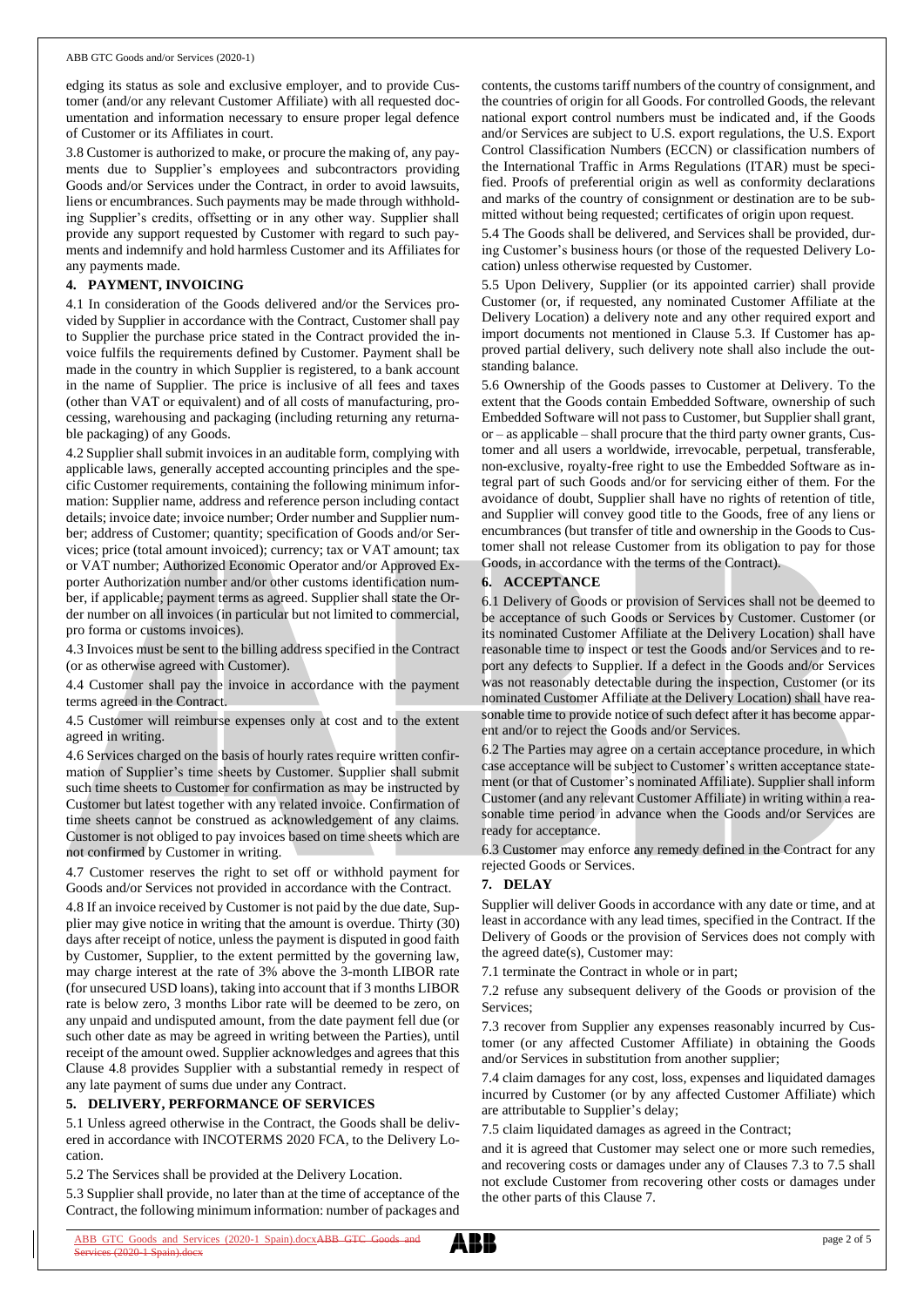edging its status as sole and exclusive employer, and to provide Customer (and/or any relevant Customer Affiliate) with all requested documentation and information necessary to ensure proper legal defence of Customer or its Affiliates in court.

3.8 Customer is authorized to make, or procure the making of, any payments due to Supplier's employees and subcontractors providing Goods and/or Services under the Contract, in order to avoid lawsuits, liens or encumbrances. Such payments may be made through withholding Supplier's credits, offsetting or in any other way. Supplier shall provide any support requested by Customer with regard to such payments and indemnify and hold harmless Customer and its Affiliates for any payments made.

## 4. PAYMENT, INVOICING

4.1 In consideration of the Goods delivered and/or the Services provided by Supplier in accordance with the Contract, Customer shall pay to Supplier the purchase price stated in the Contract provided the invoice fulfils the requirements defined by Customer. Payment shall be made in the country in which Supplier is registered, to a bank account in the name of Supplier. The price is inclusive of all fees and taxes (other than VAT or equivalent) and of all costs of manufacturing, processing, warehousing and packaging (including returning any returnable packaging) of any Goods.

4.2 Supplier shall submit invoices in an auditable form, complying with applicable laws, generally accepted accounting principles and the specific Customer requirements, containing the following minimum information: Supplier name, address and reference person including contact details; invoice date; invoice number; Order number and Supplier number; address of Customer; quantity; specification of Goods and/or Services; price (total amount invoiced); currency; tax or VAT amount; tax or VAT number; Authorized Economic Operator and/or Approved Exporter Authorization number and/or other customs identification number, if applicable; payment terms as agreed. Supplier shall state the Order number on all invoices (in particular but not limited to commercial, pro forma or customs invoices).

4.3 Invoices must be sent to the billing address specified in the Contract (or as otherwise agreed with Customer).

4.4 Customer shall pay the invoice in accordance with the payment terms agreed in the Contract.

4.5 Customer will reimburse expenses only at cost and to the extent agreed in writing.

4.6 Services charged on the basis of hourly rates require written confirmation of Supplier's time sheets by Customer. Supplier shall submit such time sheets to Customer for confirmation as may be instructed by Customer but latest together with any related invoice. Confirmation of time sheets cannot be construed as acknowledgement of any claims. Customer is not obliged to pay invoices based on time sheets which are not confirmed by Customer in writing.

4.7 Customer reserves the right to set off or withhold payment for Goods and/or Services not provided in accordance with the Contract.

4.8 If an invoice received by Customer is not paid by the due date, Supplier may give notice in writing that the amount is overdue. Thirty (30) days after receipt of notice, unless the payment is disputed in good faith by Customer, Supplier, to the extent permitted by the governing law, may charge interest at the rate of 3% above the 3-month LIBOR rate (for unsecured USD loans), taking into account that if 3 months LIBOR rate is below zero, 3 months Libor rate will be deemed to be zero, on any unpaid and undisputed amount, from the date payment fell due (or such other date as may be agreed in writing between the Parties), until receipt of the amount owed. Supplier acknowledges and agrees that this Clause 4.8 provides Supplier with a substantial remedy in respect of any late payment of sums due under any Contract.

## 5. DELIVERY, PERFORMANCE OF SERVICES

5.1 Unless agreed otherwise in the Contract, the Goods shall be delivered in accordance with INCOTERMS 2020 FCA, to the Delivery Location.

5.2 The Services shall be provided at the Delivery Location.

5.3 Supplier shall provide, no later than at the time of acceptance of the Contract, the following minimum information: number of packages and contents, the customs tariff numbers of the country of consignment, and the countries of origin for all Goods. For controlled Goods, the relevant national export control numbers must be indicated and, if the Goods and/or Services are subject to U.S. export regulations, the U.S. Export Control Classification Numbers (ECCN) or classification numbers of the International Traffic in Arms Regulations (ITAR) must be specified. Proofs of preferential origin as well as conformity declarations and marks of the country of consignment or destination are to be submitted without being requested; certificates of origin upon request.

5.4 The Goods shall be delivered, and Services shall be provided, during Customer's business hours (or those of the requested Delivery Location) unless otherwise requested by Customer.

5.5 Upon Delivery, Supplier (or its appointed carrier) shall provide Customer (or, if requested, any nominated Customer Affiliate at the Delivery Location) a delivery note and any other required export and import documents not mentioned in Clause 5.3. If Customer has approved partial delivery, such delivery note shall also include the outstanding balance.

5.6 Ownership of the Goods passes to Customer at Delivery. To the extent that the Goods contain Embedded Software, ownership of such Embedded Software will not pass to Customer, but Supplier shall grant, or – as applicable – shall procure that the third party owner grants, Customer and all users a worldwide, irrevocable, perpetual, transferable, non-exclusive, royalty-free right to use the Embedded Software as integral part of such Goods and/or for servicing either of them. For the avoidance of doubt, Supplier shall have no rights of retention of title, and Supplier will convey good title to the Goods, free of any liens or encumbrances (but transfer of title and ownership in the Goods to Customer shall not release Customer from its obligation to pay for those Goods, in accordance with the terms of the Contract).

## 6. ACCEPTANCE

6.1 Delivery of Goods or provision of Services shall not be deemed to be acceptance of such Goods or Services by Customer. Customer (or its nominated Customer Affiliate at the Delivery Location) shall have reasonable time to inspect or test the Goods and/or Services and to report any defects to Supplier. If a defect in the Goods and/or Services was not reasonably detectable during the inspection, Customer (or its nominated Customer Affiliate at the Delivery Location) shall have reasonable time to provide notice of such defect after it has become apparent and/or to reject the Goods and/or Services.

6.2 The Parties may agree on a certain acceptance procedure, in which case acceptance will be subject to Customer's written acceptance statement (or that of Customer's nominated Affiliate). Supplier shall inform Customer (and any relevant Customer Affiliate) in writing within a reasonable time period in advance when the Goods and/or Services are ready for acceptance.

6.3 Customer may enforce any remedy defined in the Contract for any rejected Goods or Services.

## 7. DELAY

Supplier will deliver Goods in accordance with any date or time, and at least in accordance with any lead times, specified in the Contract. If the Delivery of Goods or the provision of Services does not comply with the agreed date(s), Customer may:

7.1 terminate the Contract in whole or in part;

7.2 refuse any subsequent delivery of the Goods or provision of the Services;

7.3 recover from Supplier any expenses reasonably incurred by Customer (or any affected Customer Affiliate) in obtaining the Goods and/or Services in substitution from another supplier;

7.4 claim damages for any cost, loss, expenses and liquidated damages incurred by Customer (or by any affected Customer Affiliate) which are attributable to Supplier's delay;

7.5 claim liquidated damages as agreed in the Contract;

and it is agreed that Customer may select one or more such remedies, and recovering costs or damages under any of Clauses 7.3 to 7.5 shall not exclude Customer from recovering other costs or damages under the other parts of this Clause 7.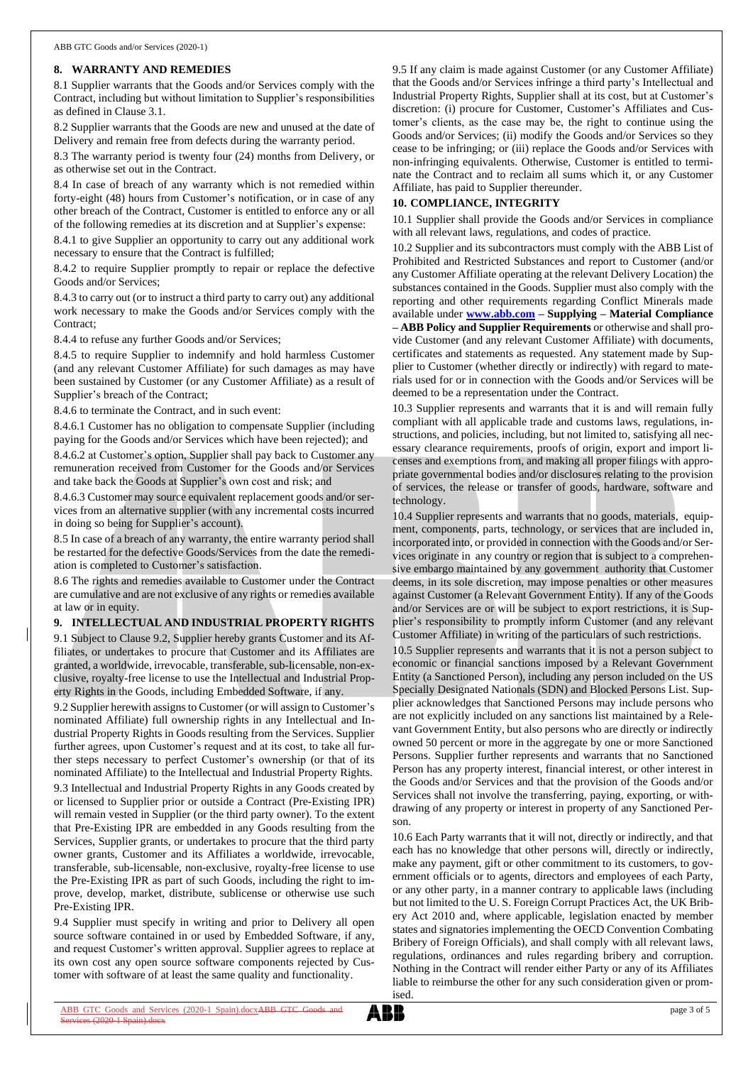## 8. WARRANTY AND REMEDIES

8.1 Supplier warrants that the Goods and/or Services comply with the Contract, including but without limitation to Supplier's responsibilities as defined in Clause 3.1.

8.2 Supplier warrants that the Goods are new and unused at the date of Delivery and remain free from defects during the warranty period.

8.3 The warranty period is twenty four (24) months from Delivery, or as otherwise set out in the Contract.

8.4 In case of breach of any warranty which is not remedied within forty-eight (48) hours from Customer's notification, or in case of any other breach of the Contract, Customer is entitled to enforce any or all of the following remedies at its discretion and at Supplier's expense:

8.4.1 to give Supplier an opportunity to carry out any additional work necessary to ensure that the Contract is fulfilled;

8.4.2 to require Supplier promptly to repair or replace the defective Goods and/or Services;

8.4.3 to carry out (or to instruct a third party to carry out) any additional work necessary to make the Goods and/or Services comply with the Contract;

8.4.4 to refuse any further Goods and/or Services;

8.4.5 to require Supplier to indemnify and hold harmless Customer (and any relevant Customer Affiliate) for such damages as may have been sustained by Customer (or any Customer Affiliate) as a result of Supplier's breach of the Contract;

8.4.6 to terminate the Contract, and in such event:

8.4.6.1 Customer has no obligation to compensate Supplier (including paying for the Goods and/or Services which have been rejected); and

8.4.6.2 at Customer's option, Supplier shall pay back to Customer any remuneration received from Customer for the Goods and/or Services and take back the Goods at Supplier's own cost and risk; and

8.4.6.3 Customer may source equivalent replacement goods and/or services from an alternative supplier (with any incremental costs incurred in doing so being for Supplier's account).

8.5 In case of a breach of any warranty, the entire warranty period shall be restarted for the defective Goods/Services from the date the remediation is completed to Customer's satisfaction.

8.6 The rights and remedies available to Customer under the Contract are cumulative and are not exclusive of any rights or remedies available at law or in equity.

## 9. INTELLECTUAL AND INDUSTRIAL PROPERTY RIGHTS

9.1 Subject to Clause 9.2, Supplier hereby grants Customer and its Affiliates, or undertakes to procure that Customer and its Affiliates are granted, a worldwide, irrevocable, transferable, sub-licensable, non-exclusive, royalty-free license to use the Intellectual and Industrial Property Rights in the Goods, including Embedded Software, if any.

9.2 Supplier herewith assigns to Customer (or will assign to Customer's nominated Affiliate) full ownership rights in any Intellectual and Industrial Property Rights in Goods resulting from the Services. Supplier further agrees, upon Customer's request and at its cost, to take all further steps necessary to perfect Customer's ownership (or that of its nominated Affiliate) to the Intellectual and Industrial Property Rights.

9.3 Intellectual and Industrial Property Rights in any Goods created by or licensed to Supplier prior or outside a Contract (Pre-Existing IPR) will remain vested in Supplier (or the third party owner). To the extent that Pre-Existing IPR are embedded in any Goods resulting from the Services, Supplier grants, or undertakes to procure that the third party owner grants, Customer and its Affiliates a worldwide, irrevocable, transferable, sub-licensable, non-exclusive, royalty-free license to use the Pre-Existing IPR as part of such Goods, including the right to improve, develop, market, distribute, sublicense or otherwise use such Pre-Existing IPR.

9.4 Supplier must specify in writing and prior to Delivery all open source software contained in or used by Embedded Software, if any, and request Customer's written approval. Supplier agrees to replace at its own cost any open source software components rejected by Customer with software of at least the same quality and functionality.

9.5 If any claim is made against Customer (or any Customer Affiliate) that the Goods and/or Services infringe a third party's Intellectual and Industrial Property Rights, Supplier shall at its cost, but at Customer's discretion: (i) procure for Customer, Customer's Affiliates and Customer's clients, as the case may be, the right to continue using the Goods and/or Services; (ii) modify the Goods and/or Services so they cease to be infringing; or (iii) replace the Goods and/or Services with non-infringing equivalents. Otherwise, Customer is entitled to terminate the Contract and to reclaim all sums which it, or any Customer Affiliate, has paid to Supplier thereunder.

## 10. COMPLIANCE, INTEGRITY

10.1 Supplier shall provide the Goods and/or Services in compliance with all relevant laws, regulations, and codes of practice.

10.2 Supplier and its subcontractors must comply with the ABB List of Prohibited and Restricted Substances and report to Customer (and/or any Customer Affiliate operating at the relevant Delivery Location) the substances contained in the Goods. Supplier must also comply with the reporting and other requirements regarding Conflict Minerals made available under **www.abb.com – Supplying – Material Compliance – ABB Policy and Supplier Requirements** or otherwise and shall provide Customer (and any relevant Customer Affiliate) with documents, certificates and statements as requested. Any statement made by Supplier to Customer (whether directly or indirectly) with regard to materials used for or in connection with the Goods and/or Services will be deemed to be a representation under the Contract.

10.3 Supplier represents and warrants that it is and will remain fully compliant with all applicable trade and customs laws, regulations, instructions, and policies, including, but not limited to, satisfying all necessary clearance requirements, proofs of origin, export and import licenses and exemptions from, and making all proper filings with appropriate governmental bodies and/or disclosures relating to the provision of services, the release or transfer of goods, hardware, software and technology.

10.4 Supplier represents and warrants that no goods, materials, equipment, components, parts, technology, or services that are included in, incorporated into, or provided in connection with the Goods and/or Services originate in any country or region that is subject to a comprehensive embargo maintained by any government authority that Customer deems, in its sole discretion, may impose penalties or other measures against Customer (a Relevant Government Entity). If any of the Goods and/or Services are or will be subject to export restrictions, it is Supplier's responsibility to promptly inform Customer (and any relevant Customer Affiliate) in writing of the particulars of such restrictions.

10.5 Supplier represents and warrants that it is not a person subject to economic or financial sanctions imposed by a Relevant Government Entity (a Sanctioned Person), including any person included on the US Specially Designated Nationals (SDN) and Blocked Persons List. Supplier acknowledges that Sanctioned Persons may include persons who are not explicitly included on any sanctions list maintained by a Relevant Government Entity, but also persons who are directly or indirectly owned 50 percent or more in the aggregate by one or more Sanctioned Persons. Supplier further represents and warrants that no Sanctioned Person has any property interest, financial interest, or other interest in the Goods and/or Services and that the provision of the Goods and/or Services shall not involve the transferring, paying, exporting, or withdrawing of any property or interest in property of any Sanctioned Person.

10.6 Each Party warrants that it will not, directly or indirectly, and that each has no knowledge that other persons will, directly or indirectly, make any payment, gift or other commitment to its customers, to government officials or to agents, directors and employees of each Party, or any other party, in a manner contrary to applicable laws (including but not limited to the U. S. Foreign Corrupt Practices Act, the UK Bribery Act 2010 and, where applicable, legislation enacted by member states and signatories implementing the OECD Convention Combating Bribery of Foreign Officials), and shall comply with all relevant laws, regulations, ordinances and rules regarding bribery and corruption. Nothing in the Contract will render either Party or any of its Affiliates liable to reimburse the other for any such consideration given or promised.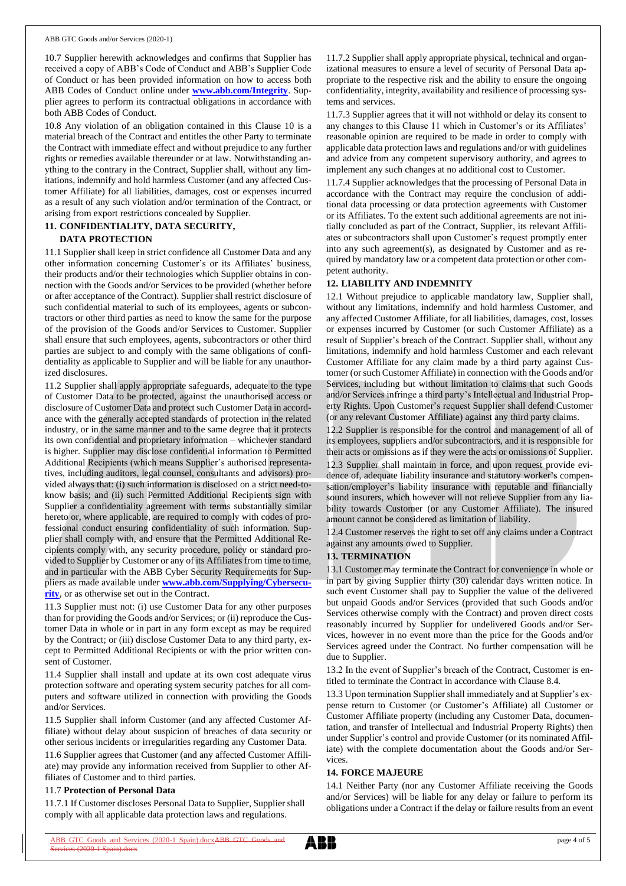10.7 Supplier herewith acknowledges and confirms that Supplier has received a copy of ABB's Code of Conduct and ABB's Supplier Code of Conduct or has been provided information on how to access both ABB Codes of Conduct online under **www.abb.com/Integrity**. Supplier agrees to perform its contractual obligations in accordance with both ABB Codes of Conduct.

10.8 Any violation of an obligation contained in this Clause 10 is a material breach of the Contract and entitles the other Party to terminate the Contract with immediate effect and without prejudice to any further rights or remedies available thereunder or at law. Notwithstanding anything to the contrary in the Contract, Supplier shall, without any limitations, indemnify and hold harmless Customer (and any affected Customer Affiliate) for all liabilities, damages, cost or expenses incurred as a result of any such violation and/or termination of the Contract, or arising from export restrictions concealed by Supplier.

## 11. CONFIDENTIALITY, DATA SECURITY, DATA PROTECTION

11.1 Supplier shall keep in strict confidence all Customer Data and any other information concerning Customer's or its Affiliates' business, their products and/or their technologies which Supplier obtains in connection with the Goods and/or Services to be provided (whether before or after acceptance of the Contract). Supplier shall restrict disclosure of such confidential material to such of its employees, agents or subcontractors or other third parties as need to know the same for the purpose of the provision of the Goods and/or Services to Customer. Supplier shall ensure that such employees, agents, subcontractors or other third parties are subject to and comply with the same obligations of confidentiality as applicable to Supplier and will be liable for any unauthorized disclosures.

11.2 Supplier shall apply appropriate safeguards, adequate to the type of Customer Data to be protected, against the unauthorised access or disclosure of Customer Data and protect such Customer Data in accordance with the generally accepted standards of protection in the related industry, or in the same manner and to the same degree that it protects its own confidential and proprietary information – whichever standard is higher. Supplier may disclose confidential information to Permitted Additional Recipients (which means Supplier's authorised representatives, including auditors, legal counsel, consultants and advisors) provided always that: (i) such information is disclosed on a strict need-to-know basis; and (ii) such Permitted Additional Recipients sign with Supplier a confidentiality agreement with terms substantially similar hereto or, where applicable, are required to comply with codes of professional conduct ensuring confidentiality of such information. Supplier shall comply with, and ensure that the Permitted Additional Recipients comply with, any security procedure, policy or standard provided to Supplier by Customer or any of its Affiliates from time to time, and in particular with the ABB Cyber Security Requirements for Suppliers as made available under **www.abb.com/Supplying/Cybersecurity**, or as otherwise set out in the Contract.

11.3 Supplier must not: (i) use Customer Data for any other purposes than for providing the Goods and/or Services; or (ii) reproduce the Customer Data in whole or in part in any form except as may be required by the Contract; or (iii) disclose Customer Data to any third party, except to Permitted Additional Recipients or with the prior written consent of Customer.

11.4 Supplier shall install and update at its own cost adequate virus protection software and operating system security patches for all computers and software utilized in connection with providing the Goods and/or Services.

11.5 Supplier shall inform Customer (and any affected Customer Affiliate) without delay about suspicion of breaches of data security or other serious incidents or irregularities regarding any Customer Data.

11.6 Supplier agrees that Customer (and any affected Customer Affiliate) may provide any information received from Supplier to other Affiliates of Customer and to third parties.

11.7 **Protection of Personal Data**

11.7.1 If Customer discloses Personal Data to Supplier, Supplier shall comply with all applicable data protection laws and regulations.

11.7.2 Supplier shall apply appropriate physical, technical and organizational measures to ensure a level of security of Personal Data appropriate to the respective risk and the ability to ensure the ongoing confidentiality, integrity, availability and resilience of processing systems and services.

11.7.3 Supplier agrees that it will not withhold or delay its consent to any changes to this Clause 11 which in Customer's or its Affiliates' reasonable opinion are required to be made in order to comply with applicable data protection laws and regulations and/or with guidelines and advice from any competent supervisory authority, and agrees to implement any such changes at no additional cost to Customer.

11.7.4 Supplier acknowledges that the processing of Personal Data in accordance with the Contract may require the conclusion of additional data processing or data protection agreements with Customer or its Affiliates. To the extent such additional agreements are not initially concluded as part of the Contract, Supplier, its relevant Affiliates or subcontractors shall upon Customer's request promptly enter into any such agreement(s), as designated by Customer and as required by mandatory law or a competent data protection or other competent authority.

## 12. LIABILITY AND INDEMNITY

12.1 Without prejudice to applicable mandatory law, Supplier shall, without any limitations, indemnify and hold harmless Customer, and any affected Customer Affiliate, for all liabilities, damages, cost, losses or expenses incurred by Customer (or such Customer Affiliate) as a result of Supplier's breach of the Contract. Supplier shall, without any limitations, indemnify and hold harmless Customer and each relevant Customer Affiliate for any claim made by a third party against Customer (or such Customer Affiliate) in connection with the Goods and/or Services, including but without limitation to claims that such Goods and/or Services infringe a third party's Intellectual and Industrial Property Rights. Upon Customer's request Supplier shall defend Customer (or any relevant Customer Affiliate) against any third party claims.

12.2 Supplier is responsible for the control and management of all of its employees, suppliers and/or subcontractors, and it is responsible for their acts or omissions as if they were the acts or omissions of Supplier.

12.3 Supplier shall maintain in force, and upon request provide evidence of, adequate liability insurance and statutory worker's compensation/employer's liability insurance with reputable and financially sound insurers, which however will not relieve Supplier from any liability towards Customer (or any Customer Affiliate). The insured amount cannot be considered as limitation of liability.

12.4 Customer reserves the right to set off any claims under a Contract against any amounts owed to Supplier.

## 13. TERMINATION

13.1 Customer may terminate the Contract for convenience in whole or in part by giving Supplier thirty (30) calendar days written notice. In such event Customer shall pay to Supplier the value of the delivered but unpaid Goods and/or Services (provided that such Goods and/or Services otherwise comply with the Contract) and proven direct costs reasonably incurred by Supplier for undelivered Goods and/or Services, however in no event more than the price for the Goods and/or Services agreed under the Contract. No further compensation will be due to Supplier.

13.2 In the event of Supplier's breach of the Contract, Customer is entitled to terminate the Contract in accordance with Clause 8.4.

13.3 Upon termination Supplier shall immediately and at Supplier's expense return to Customer (or Customer's Affiliate) all Customer or Customer Affiliate property (including any Customer Data, documentation, and transfer of Intellectual and Industrial Property Rights) then under Supplier's control and provide Customer (or its nominated Affiliate) with the complete documentation about the Goods and/or Services.

## 14. FORCE MAJEURE

14.1 Neither Party (nor any Customer Affiliate receiving the Goods and/or Services) will be liable for any delay or failure to perform its obligations under a Contract if the delay or failure results from an event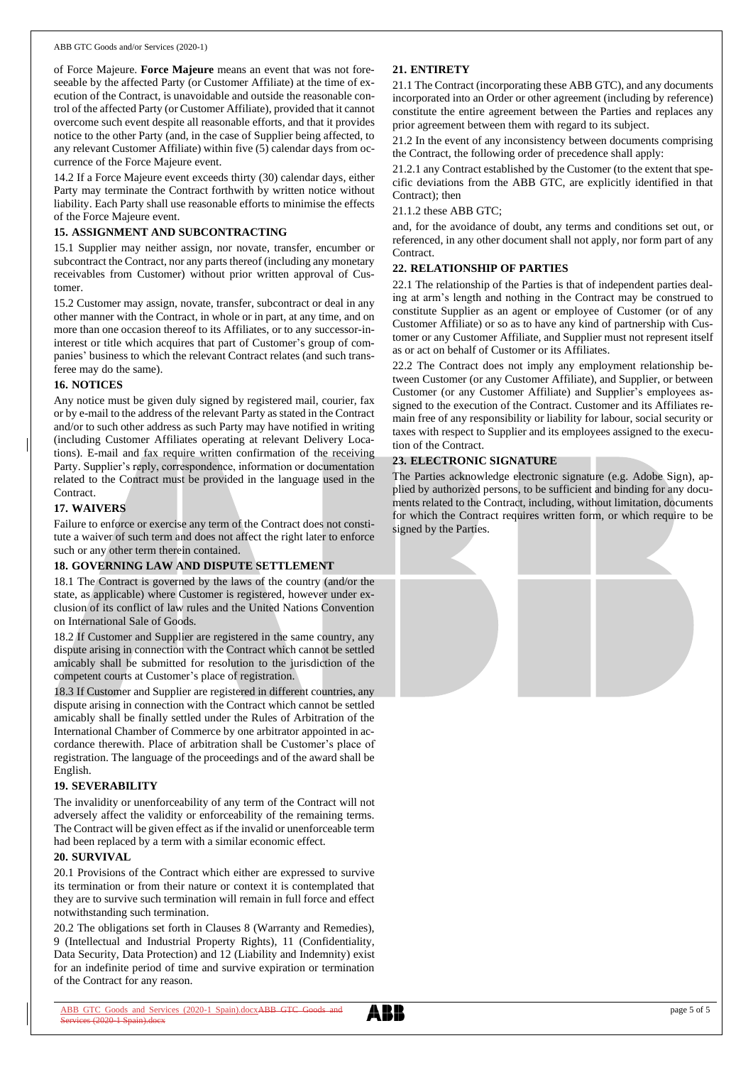of Force Majeure. **Force Majeure** means an event that was not foreseeable by the affected Party (or Customer Affiliate) at the time of execution of the Contract, is unavoidable and outside the reasonable control of the affected Party (or Customer Affiliate), provided that it cannot overcome such event despite all reasonable efforts, and that it provides notice to the other Party (and, in the case of Supplier being affected, to any relevant Customer Affiliate) within five (5) calendar days from occurrence of the Force Majeure event.

14.2 If a Force Majeure event exceeds thirty (30) calendar days, either Party may terminate the Contract forthwith by written notice without liability. Each Party shall use reasonable efforts to minimise the effects of the Force Majeure event.

## 15. ASSIGNMENT AND SUBCONTRACTING

15.1 Supplier may neither assign, nor novate, transfer, encumber or subcontract the Contract, nor any parts thereof (including any monetary receivables from Customer) without prior written approval of Customer.

15.2 Customer may assign, novate, transfer, subcontract or deal in any other manner with the Contract, in whole or in part, at any time, and on more than one occasion thereof to its Affiliates, or to any successor-in-interest or title which acquires that part of Customer's group of companies' business to which the relevant Contract relates (and such transferee may do the same).

## 16. NOTICES

Any notice must be given duly signed by registered mail, courier, fax or by e-mail to the address of the relevant Party as stated in the Contract and/or to such other address as such Party may have notified in writing (including Customer Affiliates operating at relevant Delivery Locations). E-mail and fax require written confirmation of the receiving Party. Supplier's reply, correspondence, information or documentation related to the Contract must be provided in the language used in the Contract.

## 17. WAIVERS

Failure to enforce or exercise any term of the Contract does not constitute a waiver of such term and does not affect the right later to enforce such or any other term therein contained.

## 18. GOVERNING LAW AND DISPUTE SETTLEMENT

18.1 The Contract is governed by the laws of the country (and/or the state, as applicable) where Customer is registered, however under exclusion of its conflict of law rules and the United Nations Convention on International Sale of Goods.

18.2 If Customer and Supplier are registered in the same country, any dispute arising in connection with the Contract which cannot be settled amicably shall be submitted for resolution to the jurisdiction of the competent courts at Customer's place of registration.

18.3 If Customer and Supplier are registered in different countries, any dispute arising in connection with the Contract which cannot be settled amicably shall be finally settled under the Rules of Arbitration of the International Chamber of Commerce by one arbitrator appointed in accordance therewith. Place of arbitration shall be Customer's place of registration. The language of the proceedings and of the award shall be English.

## 19. SEVERABILITY

The invalidity or unenforceability of any term of the Contract will not adversely affect the validity or enforceability of the remaining terms. The Contract will be given effect as if the invalid or unenforceable term had been replaced by a term with a similar economic effect.

## 20. SURVIVAL

20.1 Provisions of the Contract which either are expressed to survive its termination or from their nature or context it is contemplated that they are to survive such termination will remain in full force and effect notwithstanding such termination.

20.2 The obligations set forth in Clauses 8 (Warranty and Remedies), 9 (Intellectual and Industrial Property Rights), 11 (Confidentiality, Data Security, Data Protection) and 12 (Liability and Indemnity) exist for an indefinite period of time and survive expiration or termination of the Contract for any reason.

## 21. ENTIRETY

21.1 The Contract (incorporating these ABB GTC), and any documents incorporated into an Order or other agreement (including by reference) constitute the entire agreement between the Parties and replaces any prior agreement between them with regard to its subject.

21.2 In the event of any inconsistency between documents comprising the Contract, the following order of precedence shall apply:

21.2.1 any Contract established by the Customer (to the extent that specific deviations from the ABB GTC, are explicitly identified in that Contract); then

21.1.2 these ABB GTC;

and, for the avoidance of doubt, any terms and conditions set out, or referenced, in any other document shall not apply, nor form part of any Contract.

## 22. RELATIONSHIP OF PARTIES

22.1 The relationship of the Parties is that of independent parties dealing at arm's length and nothing in the Contract may be construed to constitute Supplier as an agent or employee of Customer (or of any Customer Affiliate) or so as to have any kind of partnership with Customer or any Customer Affiliate, and Supplier must not represent itself as or act on behalf of Customer or its Affiliates.

22.2 The Contract does not imply any employment relationship between Customer (or any Customer Affiliate), and Supplier, or between Customer (or any Customer Affiliate) and Supplier's employees assigned to the execution of the Contract. Customer and its Affiliates remain free of any responsibility or liability for labour, social security or taxes with respect to Supplier and its employees assigned to the execution of the Contract.

## 23. ELECTRONIC SIGNATURE

The Parties acknowledge electronic signature (e.g. Adobe Sign), applied by authorized persons, to be sufficient and binding for any documents related to the Contract, including, without limitation, documents for which the Contract requires written form, or which require to be signed by the Parties.